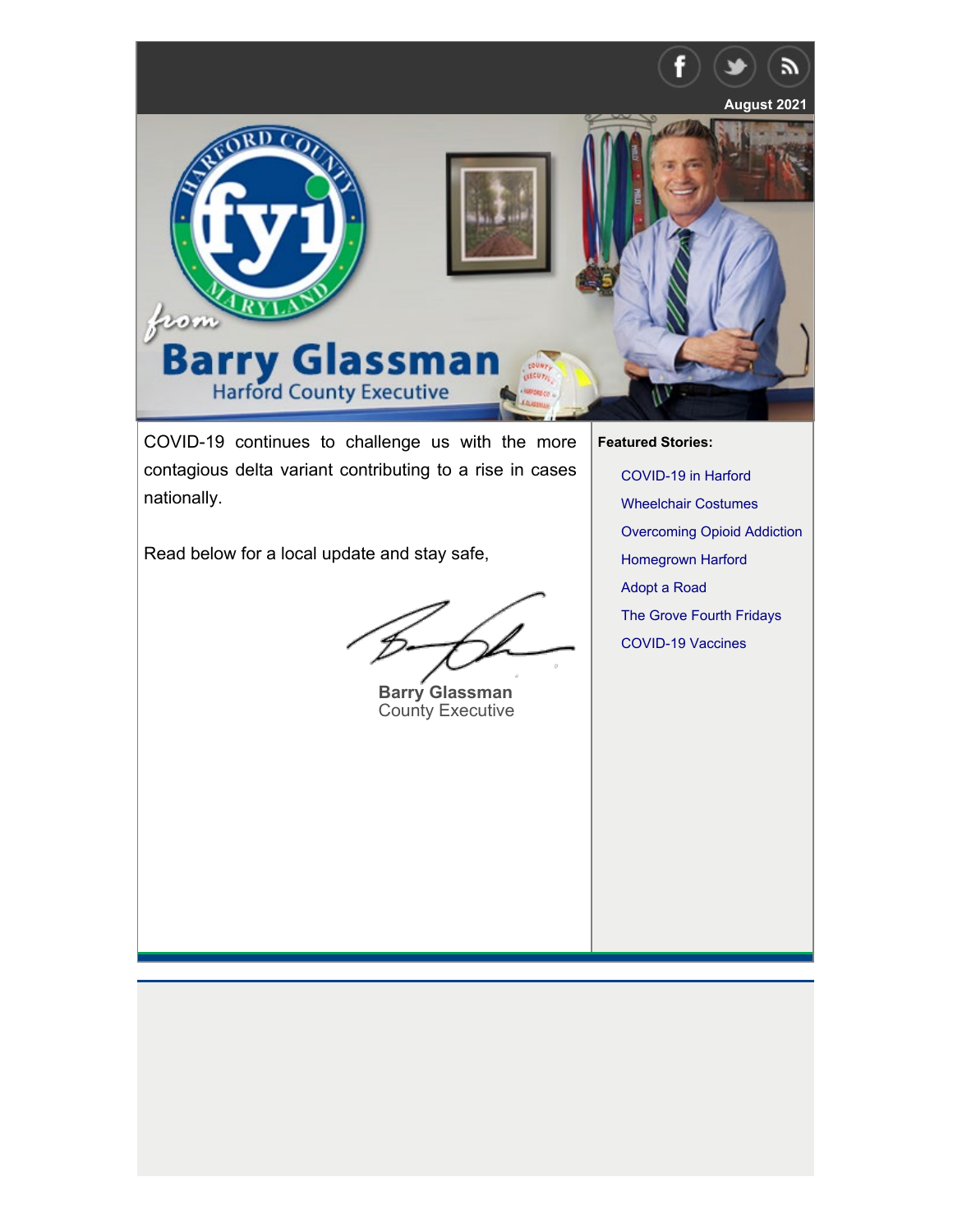August 2021

# FYI from Barry Glassman

Harford County Executive

COVID-19 continues to challenge us with the more contagious delta variant contributing to a rise in cases nationally.

Read below for a local update and stay safe,

**Barry Glassman**
County Executive

**Featured Stories:**

- COVID-19 in Harford
- Wheelchair Costumes
- Overcoming Opioid Addiction
- Homegrown Harford
- Adopt a Road
- The Grove Fourth Fridays
- COVID-19 Vaccines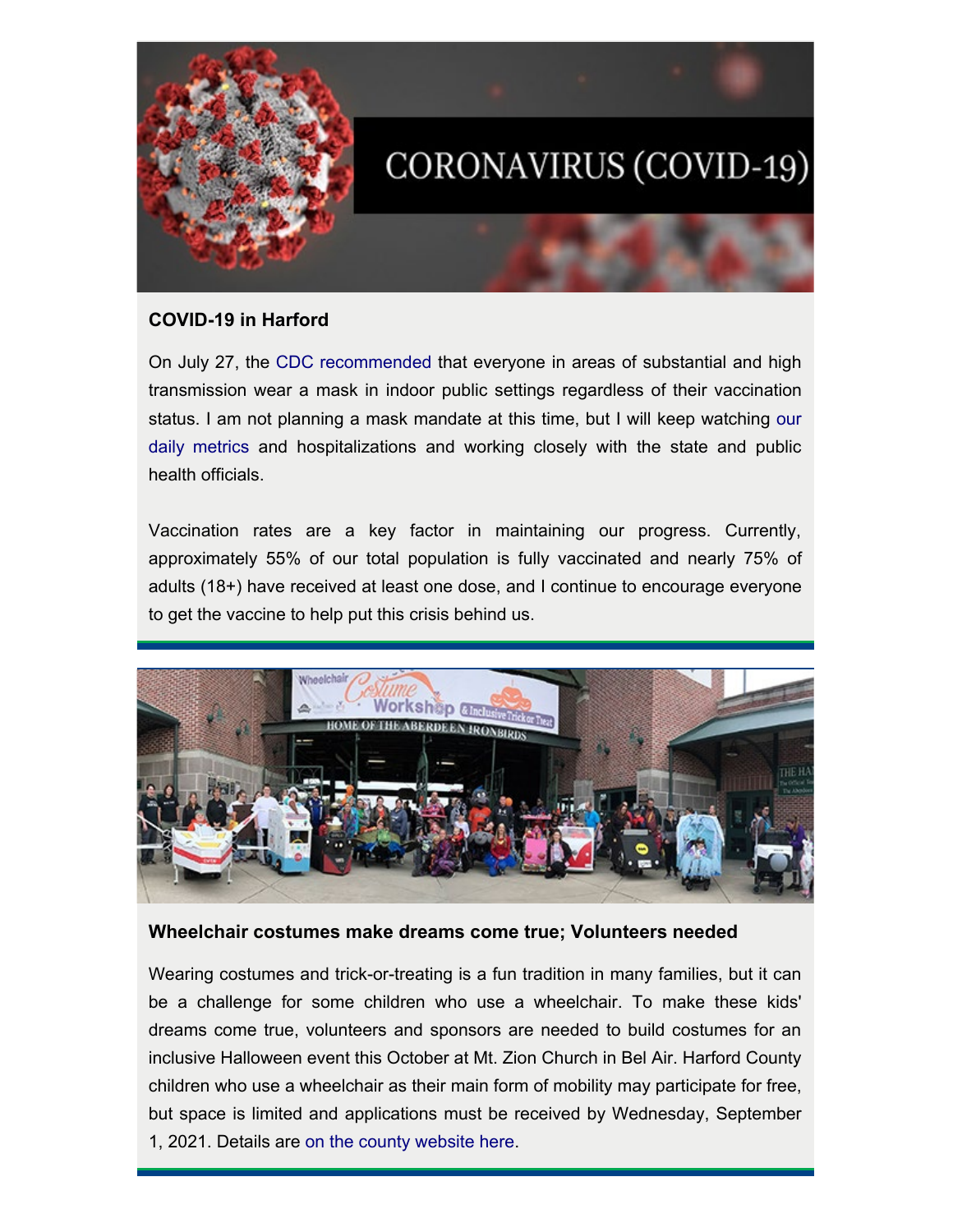### COVID-19 in Harford

On July 27, the CDC recommended that everyone in areas of substantial and high transmission wear a mask in indoor public settings regardless of their vaccination status. I am not planning a mask mandate at this time, but I will keep watching our daily metrics and hospitalizations and working closely with the state and public health officials.

Vaccination rates are a key factor in maintaining our progress. Currently, approximately 55% of our total population is fully vaccinated and nearly 75% of adults (18+) have received at least one dose, and I continue to encourage everyone to get the vaccine to help put this crisis behind us.

### Wheelchair costumes make dreams come true; Volunteers needed

Wearing costumes and trick-or-treating is a fun tradition in many families, but it can be a challenge for some children who use a wheelchair. To make these kids' dreams come true, volunteers and sponsors are needed to build costumes for an inclusive Halloween event this October at Mt. Zion Church in Bel Air. Harford County children who use a wheelchair as their main form of mobility may participate for free, but space is limited and applications must be received by Wednesday, September 1, 2021. Details are on the county website here.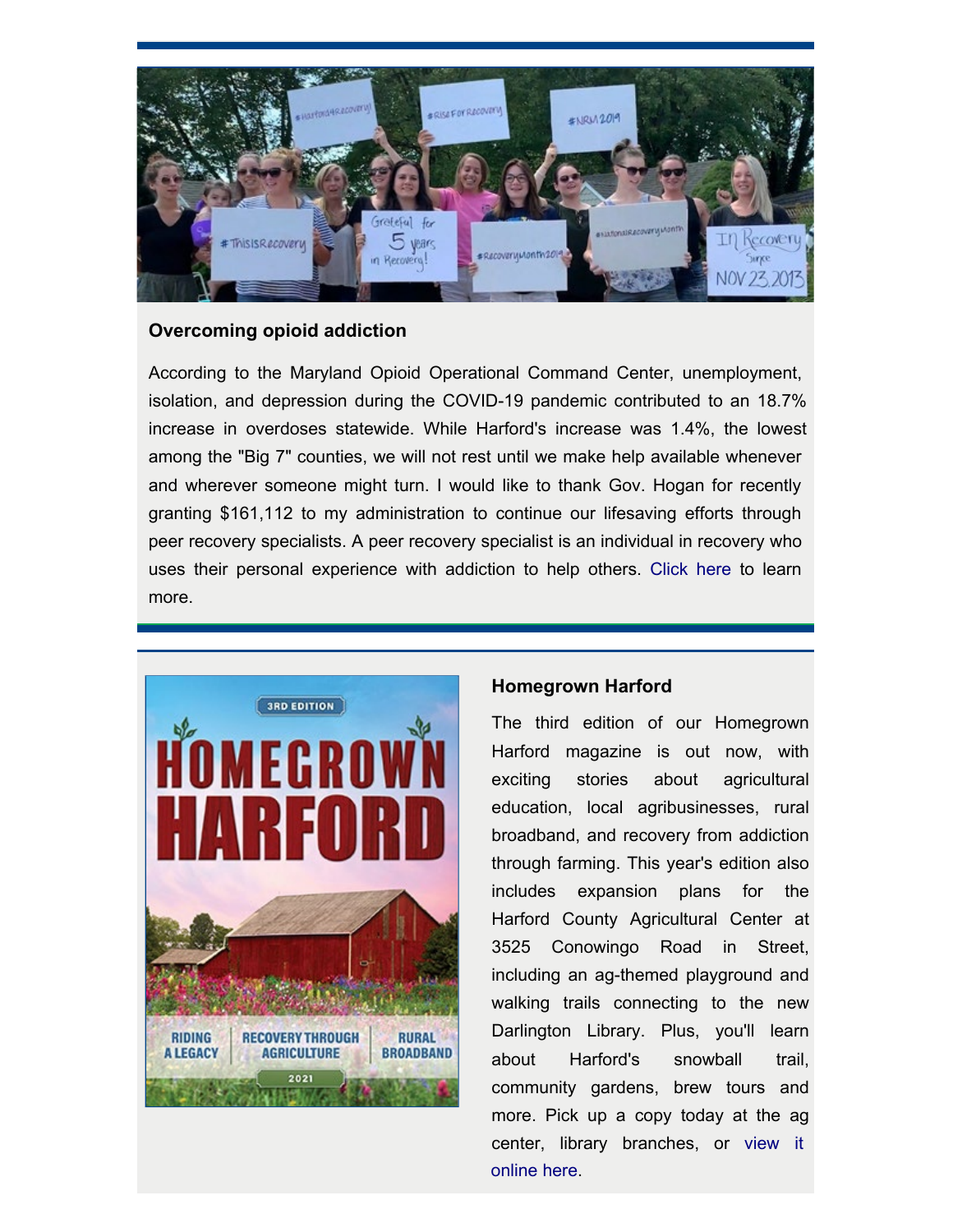### Overcoming opioid addiction

According to the Maryland Opioid Operational Command Center, unemployment, isolation, and depression during the COVID-19 pandemic contributed to an 18.7% increase in overdoses statewide. While Harford's increase was 1.4%, the lowest among the "Big 7" counties, we will not rest until we make help available whenever and wherever someone might turn. I would like to thank Gov. Hogan for recently granting $161,112 to my administration to continue our lifesaving efforts through peer recovery specialists. A peer recovery specialist is an individual in recovery who uses their personal experience with addiction to help others. Click here to learn more.

### Homegrown Harford

The third edition of our Homegrown Harford magazine is out now, with exciting stories about agricultural education, local agribusinesses, rural broadband, and recovery from addiction through farming. This year's edition also includes expansion plans for the Harford County Agricultural Center at 3525 Conowingo Road in Street, including an ag-themed playground and walking trails connecting to the new Darlington Library. Plus, you'll learn about Harford's snowball trail, community gardens, brew tours and more. Pick up a copy today at the ag center, library branches, or view it online here.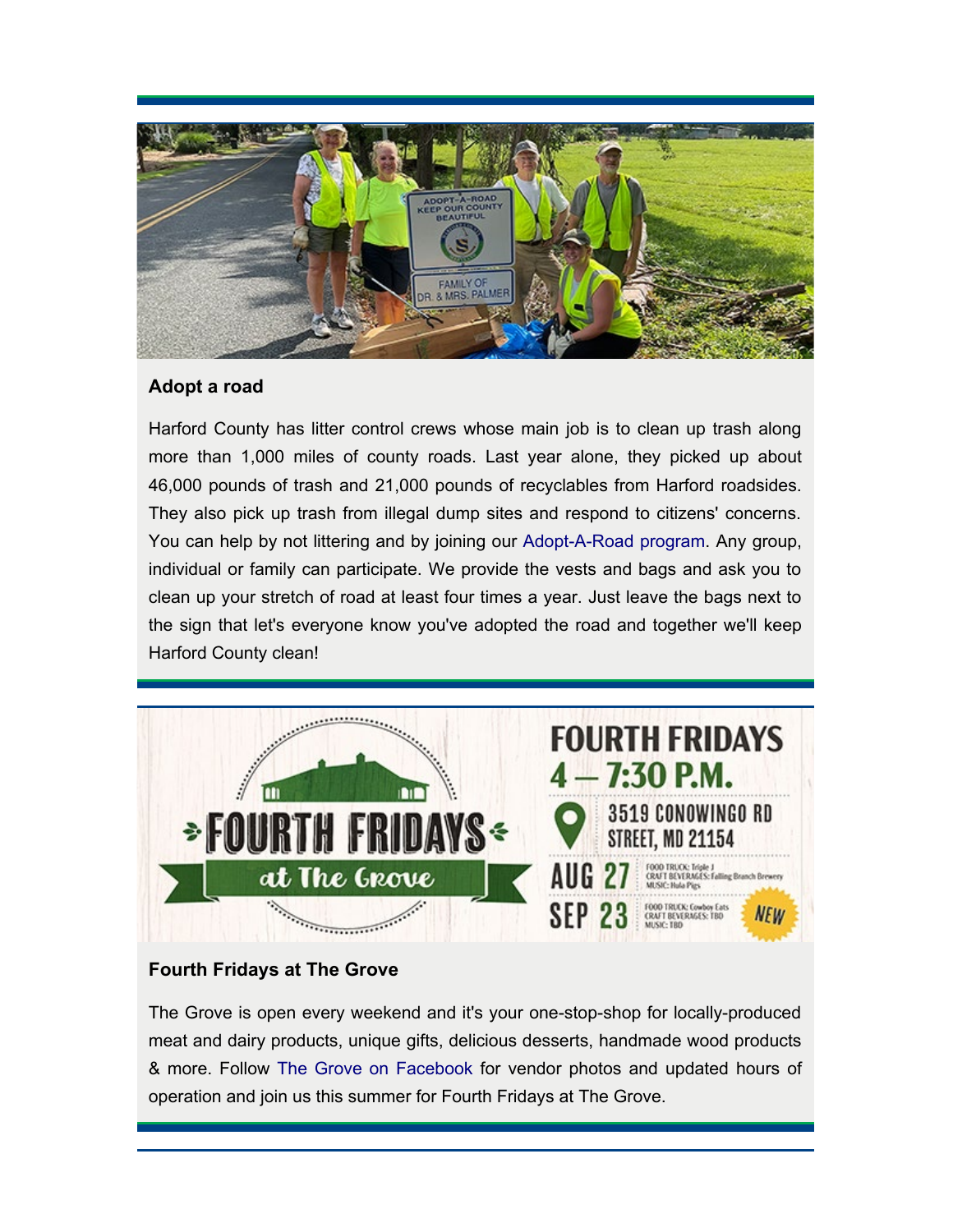### Adopt a road

Harford County has litter control crews whose main job is to clean up trash along more than 1,000 miles of county roads. Last year alone, they picked up about 46,000 pounds of trash and 21,000 pounds of recyclables from Harford roadsides. They also pick up trash from illegal dump sites and respond to citizens' concerns. You can help by not littering and by joining our Adopt-A-Road program. Any group, individual or family can participate. We provide the vests and bags and ask you to clean up your stretch of road at least four times a year. Just leave the bags next to the sign that let's everyone know you've adopted the road and together we'll keep Harford County clean!

### Fourth Fridays at The Grove

The Grove is open every weekend and it's your one-stop-shop for locally-produced meat and dairy products, unique gifts, delicious desserts, handmade wood products & more. Follow The Grove on Facebook for vendor photos and updated hours of operation and join us this summer for Fourth Fridays at The Grove.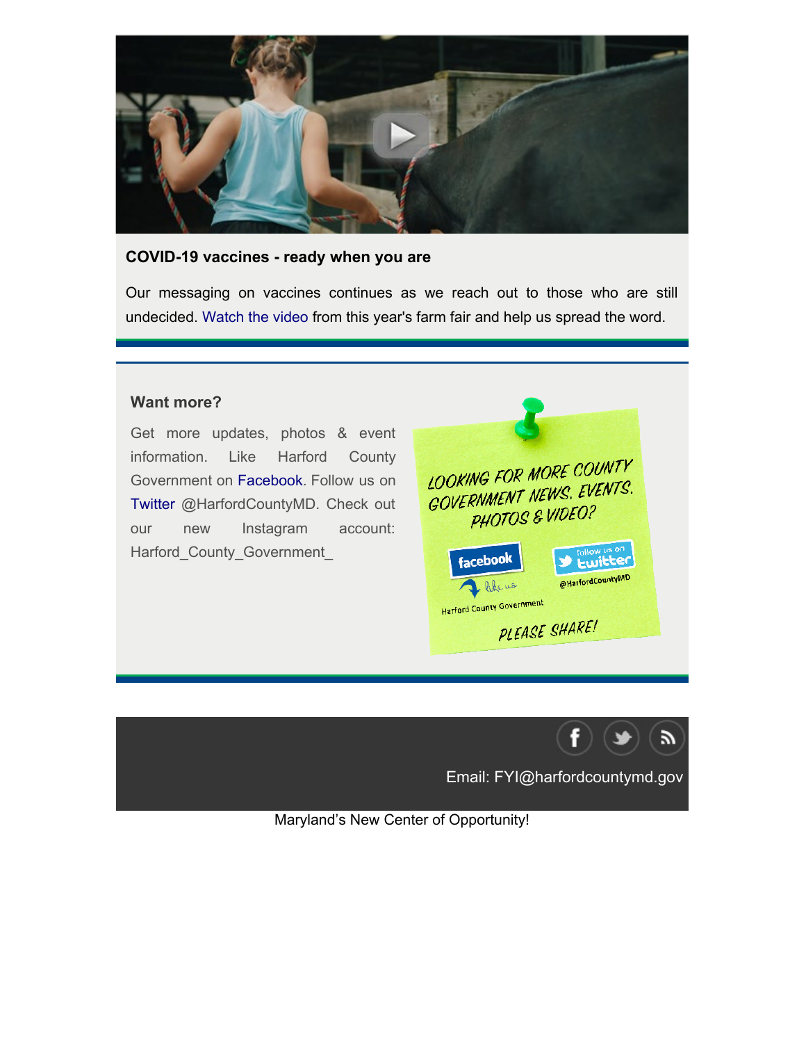### COVID-19 vaccines - ready when you are

Our messaging on vaccines continues as we reach out to those who are still undecided. Watch the video from this year's farm fair and help us spread the word.

### Want more?

Get more updates, photos & event information. Like Harford County Government on Facebook. Follow us on Twitter @HarfordCountyMD. Check out our new Instagram account: Harford_County_Government_

LOOKING FOR MORE COUNTY GOVERNMENT NEWS, EVENTS, PHOTOS & VIDEO?

facebook like us Harford County Government

follow us on twitter @HarfordCountyMD

PLEASE SHARE!

Email: FYI@harfordcountymd.gov

Maryland's New Center of Opportunity!